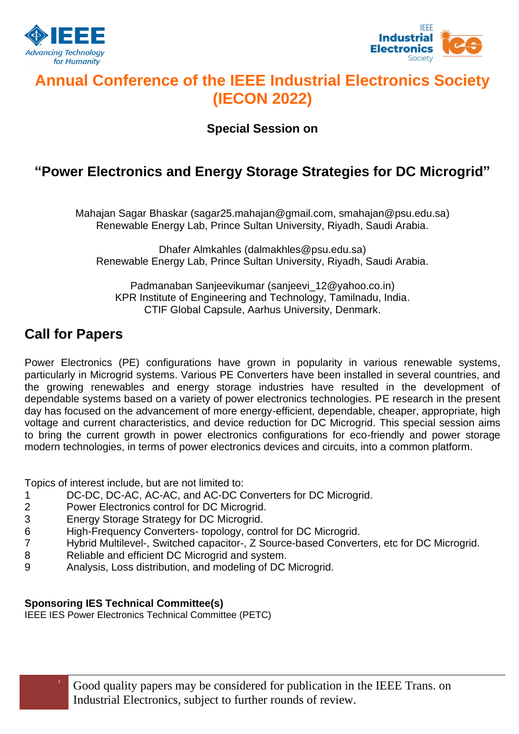# Annual Conference of the IEEE Industrial Electronics Society (IECON 2022)

**Special Session on**

## "Power Electronics and Energy Storage Strategies for DC Microgrid"

Mahajan Sagar Bhaskar (sagar25.mahajan@gmail.com, smahajan@psu.edu.sa)
Renewable Energy Lab, Prince Sultan University, Riyadh, Saudi Arabia.

Dhafer Almkahles (dalmakhles@psu.edu.sa)
Renewable Energy Lab, Prince Sultan University, Riyadh, Saudi Arabia.

Padmanaban Sanjeevikumar (sanjeevi_12@yahoo.co.in)
KPR Institute of Engineering and Technology, Tamilnadu, India.
CTIF Global Capsule, Aarhus University, Denmark.

## Call for Papers

Power Electronics (PE) configurations have grown in popularity in various renewable systems, particularly in Microgrid systems. Various PE Converters have been installed in several countries, and the growing renewables and energy storage industries have resulted in the development of dependable systems based on a variety of power electronics technologies. PE research in the present day has focused on the advancement of more energy-efficient, dependable, cheaper, appropriate, high voltage and current characteristics, and device reduction for DC Microgrid. This special session aims to bring the current growth in power electronics configurations for eco-friendly and power storage modern technologies, in terms of power electronics devices and circuits, into a common platform.

Topics of interest include, but are not limited to:

1 DC-DC, DC-AC, AC-AC, and AC-DC Converters for DC Microgrid.
2 Power Electronics control for DC Microgrid.
3 Energy Storage Strategy for DC Microgrid.
6 High-Frequency Converters- topology, control for DC Microgrid.
7 Hybrid Multilevel-, Switched capacitor-, Z Source-based Converters, etc for DC Microgrid.
8 Reliable and efficient DC Microgrid and system.
9 Analysis, Loss distribution, and modeling of DC Microgrid.

**Sponsoring IES Technical Committee(s)**
IEEE IES Power Electronics Technical Committee (PETC)

Good quality papers may be considered for publication in the IEEE Trans. on Industrial Electronics, subject to further rounds of review.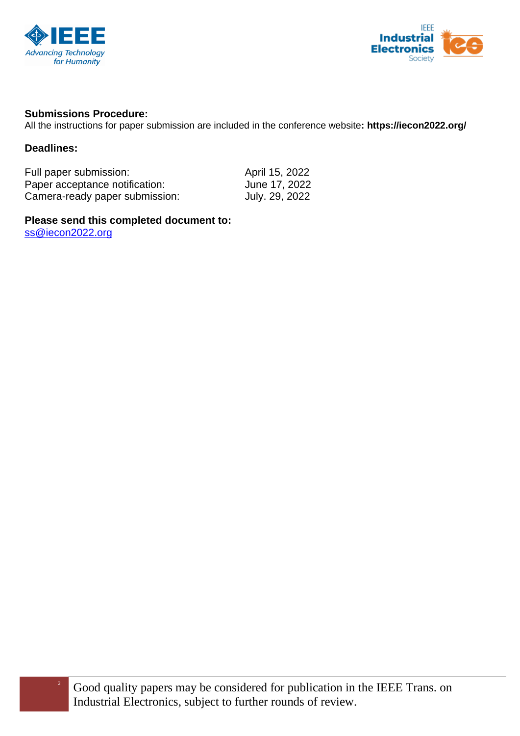**Submissions Procedure:**
All the instructions for paper submission are included in the conference website**: https://iecon2022.org/**

**Deadlines:**

| | |
|---|---|
| Full paper submission: | April 15, 2022 |
| Paper acceptance notification: | June 17, 2022 |
| Camera-ready paper submission: | July. 29, 2022 |

**Please send this completed document to:**
ss@iecon2022.org

[2] Good quality papers may be considered for publication in the IEEE Trans. on Industrial Electronics, subject to further rounds of review.